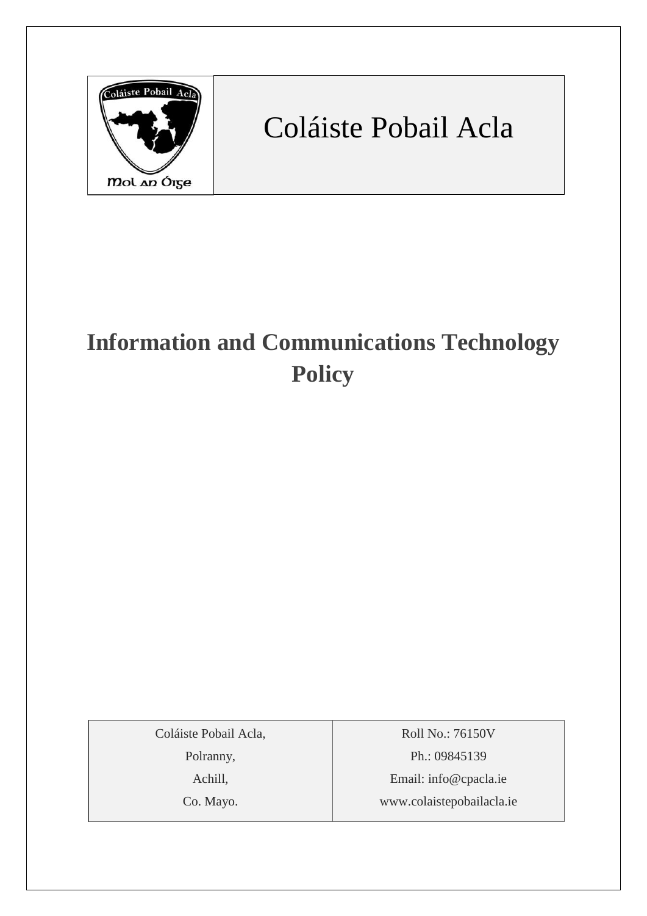Coláiste Pobail Acla

Mol an Óige

# Coláiste Pobail Acla

# Information and Communications Technology Policy

| Coláiste Pobail Acla, | Roll No.: 76150V |
|---|---|
| Polranny, | Ph.: 09845139 |
| Achill, | Email: info@cpacla.ie |
| Co. Mayo. | www.colaistepobailacla.ie |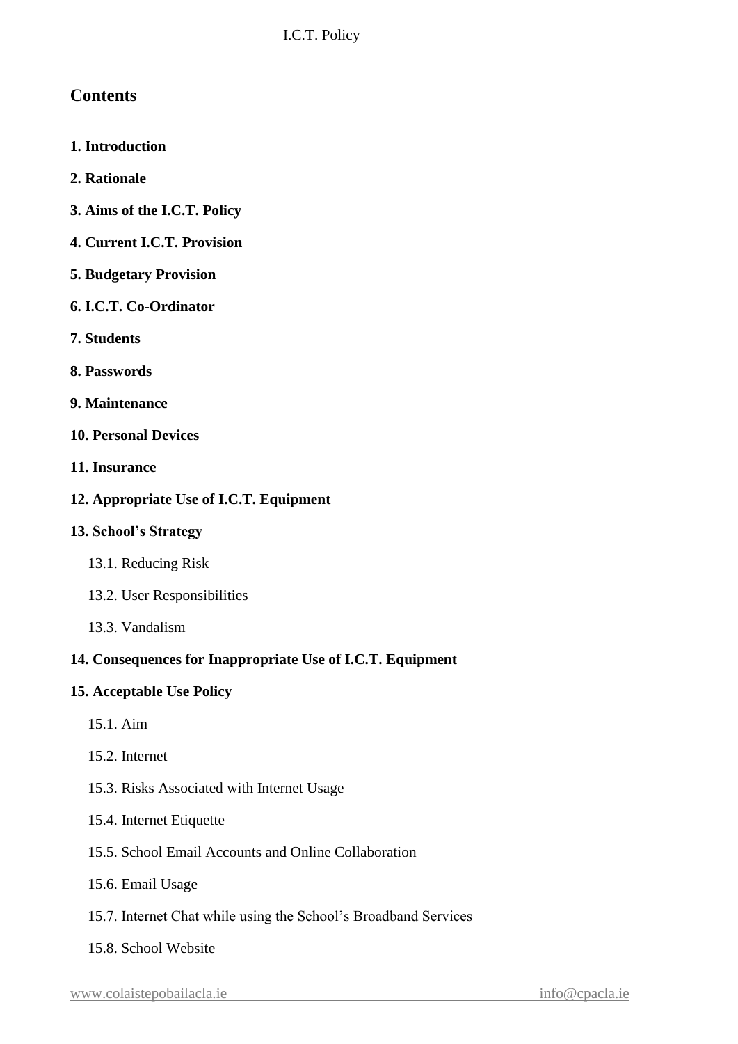## Contents

**1. Introduction**

**2. Rationale**

**3. Aims of the I.C.T. Policy**

**4. Current I.C.T. Provision**

**5. Budgetary Provision**

**6. I.C.T. Co-Ordinator**

**7. Students**

**8. Passwords**

**9. Maintenance**

**10. Personal Devices**

**11. Insurance**

**12. Appropriate Use of I.C.T. Equipment**

**13. School's Strategy**

- 13.1. Reducing Risk
- 13.2. User Responsibilities
- 13.3. Vandalism

**14. Consequences for Inappropriate Use of I.C.T. Equipment**

**15. Acceptable Use Policy**

- 15.1. Aim
- 15.2. Internet
- 15.3. Risks Associated with Internet Usage
- 15.4. Internet Etiquette
- 15.5. School Email Accounts and Online Collaboration
- 15.6. Email Usage
- 15.7. Internet Chat while using the School's Broadband Services
- 15.8. School Website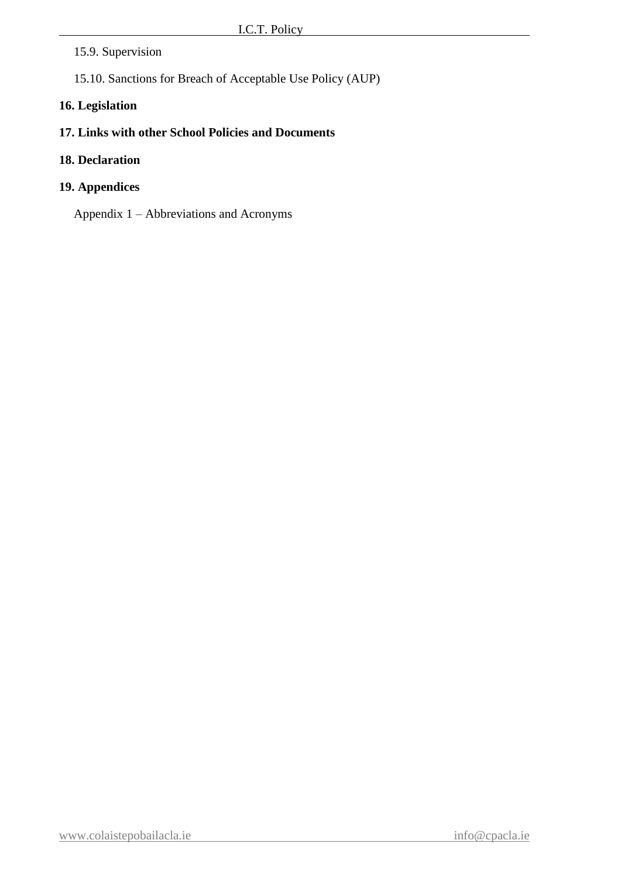15.9. Supervision

15.10. Sanctions for Breach of Acceptable Use Policy (AUP)

**16. Legislation**

**17. Links with other School Policies and Documents**

**18. Declaration**

**19. Appendices**

Appendix 1 – Abbreviations and Acronyms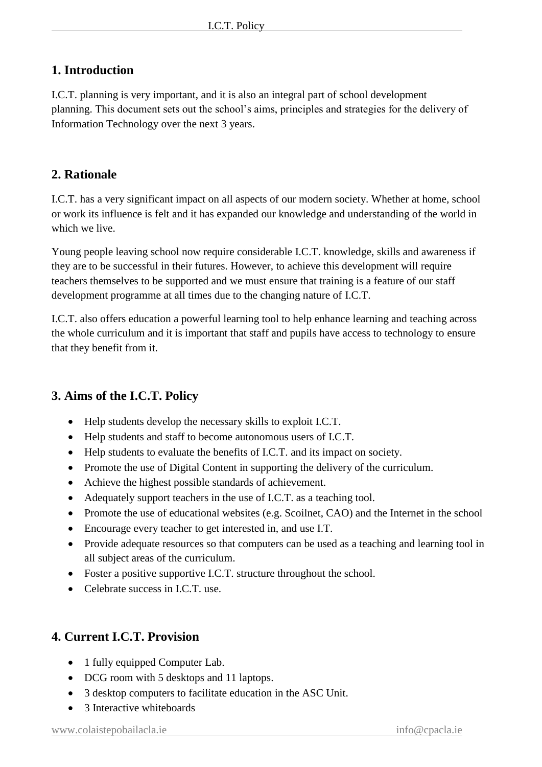## 1. Introduction

I.C.T. planning is very important, and it is also an integral part of school development planning. This document sets out the school's aims, principles and strategies for the delivery of Information Technology over the next 3 years.

## 2. Rationale

I.C.T. has a very significant impact on all aspects of our modern society. Whether at home, school or work its influence is felt and it has expanded our knowledge and understanding of the world in which we live.

Young people leaving school now require considerable I.C.T. knowledge, skills and awareness if they are to be successful in their futures. However, to achieve this development will require teachers themselves to be supported and we must ensure that training is a feature of our staff development programme at all times due to the changing nature of I.C.T.

I.C.T. also offers education a powerful learning tool to help enhance learning and teaching across the whole curriculum and it is important that staff and pupils have access to technology to ensure that they benefit from it.

## 3. Aims of the I.C.T. Policy

- Help students develop the necessary skills to exploit I.C.T.
- Help students and staff to become autonomous users of I.C.T.
- Help students to evaluate the benefits of I.C.T. and its impact on society.
- Promote the use of Digital Content in supporting the delivery of the curriculum.
- Achieve the highest possible standards of achievement.
- Adequately support teachers in the use of I.C.T. as a teaching tool.
- Promote the use of educational websites (e.g. Scoilnet, CAO) and the Internet in the school
- Encourage every teacher to get interested in, and use I.T.
- Provide adequate resources so that computers can be used as a teaching and learning tool in all subject areas of the curriculum.
- Foster a positive supportive I.C.T. structure throughout the school.
- Celebrate success in I.C.T. use.

## 4. Current I.C.T. Provision

- 1 fully equipped Computer Lab.
- DCG room with 5 desktops and 11 laptops.
- 3 desktop computers to facilitate education in the ASC Unit.
- 3 Interactive whiteboards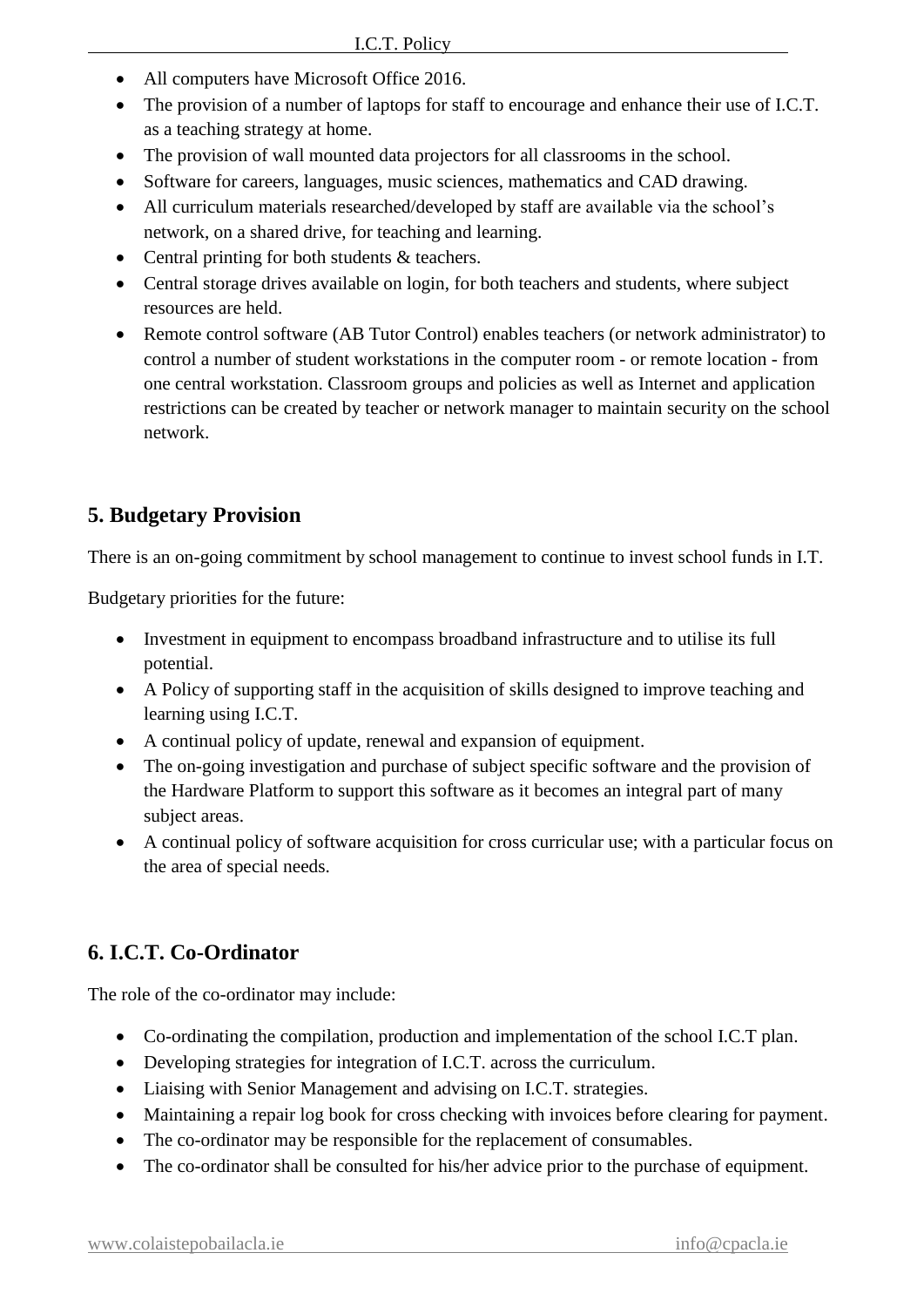- All computers have Microsoft Office 2016.
- The provision of a number of laptops for staff to encourage and enhance their use of I.C.T. as a teaching strategy at home.
- The provision of wall mounted data projectors for all classrooms in the school.
- Software for careers, languages, music sciences, mathematics and CAD drawing.
- All curriculum materials researched/developed by staff are available via the school's network, on a shared drive, for teaching and learning.
- Central printing for both students & teachers.
- Central storage drives available on login, for both teachers and students, where subject resources are held.
- Remote control software (AB Tutor Control) enables teachers (or network administrator) to control a number of student workstations in the computer room - or remote location - from one central workstation. Classroom groups and policies as well as Internet and application restrictions can be created by teacher or network manager to maintain security on the school network.

## 5. Budgetary Provision

There is an on-going commitment by school management to continue to invest school funds in I.T.

Budgetary priorities for the future:

- Investment in equipment to encompass broadband infrastructure and to utilise its full potential.
- A Policy of supporting staff in the acquisition of skills designed to improve teaching and learning using I.C.T.
- A continual policy of update, renewal and expansion of equipment.
- The on-going investigation and purchase of subject specific software and the provision of the Hardware Platform to support this software as it becomes an integral part of many subject areas.
- A continual policy of software acquisition for cross curricular use; with a particular focus on the area of special needs.

## 6. I.C.T. Co-Ordinator

The role of the co-ordinator may include:

- Co-ordinating the compilation, production and implementation of the school I.C.T plan.
- Developing strategies for integration of I.C.T. across the curriculum.
- Liaising with Senior Management and advising on I.C.T. strategies.
- Maintaining a repair log book for cross checking with invoices before clearing for payment.
- The co-ordinator may be responsible for the replacement of consumables.
- The co-ordinator shall be consulted for his/her advice prior to the purchase of equipment.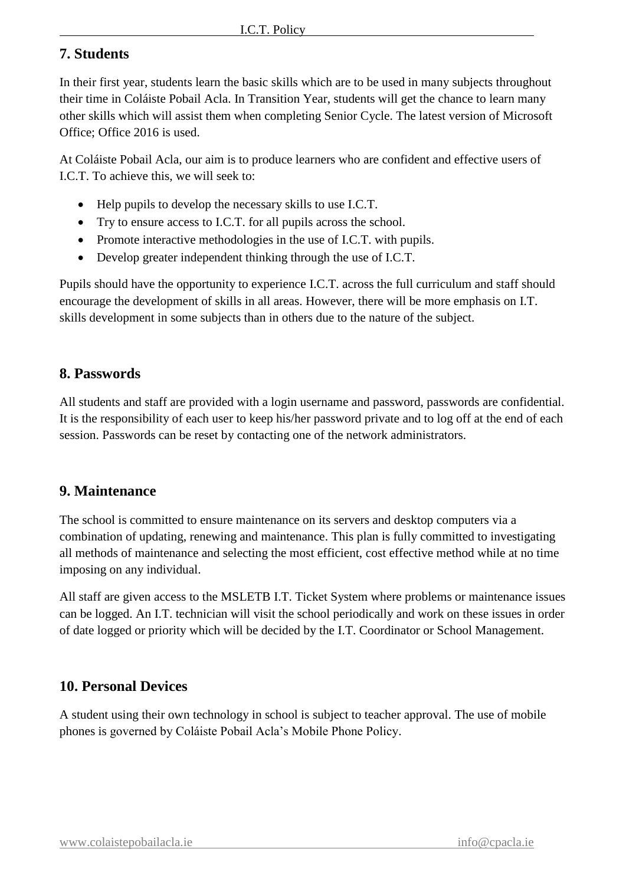## 7. Students

In their first year, students learn the basic skills which are to be used in many subjects throughout their time in Coláiste Pobail Acla. In Transition Year, students will get the chance to learn many other skills which will assist them when completing Senior Cycle. The latest version of Microsoft Office; Office 2016 is used.

At Coláiste Pobail Acla, our aim is to produce learners who are confident and effective users of I.C.T. To achieve this, we will seek to:

- Help pupils to develop the necessary skills to use I.C.T.
- Try to ensure access to I.C.T. for all pupils across the school.
- Promote interactive methodologies in the use of I.C.T. with pupils.
- Develop greater independent thinking through the use of I.C.T.

Pupils should have the opportunity to experience I.C.T. across the full curriculum and staff should encourage the development of skills in all areas. However, there will be more emphasis on I.T. skills development in some subjects than in others due to the nature of the subject.

## 8. Passwords

All students and staff are provided with a login username and password, passwords are confidential. It is the responsibility of each user to keep his/her password private and to log off at the end of each session. Passwords can be reset by contacting one of the network administrators.

## 9. Maintenance

The school is committed to ensure maintenance on its servers and desktop computers via a combination of updating, renewing and maintenance. This plan is fully committed to investigating all methods of maintenance and selecting the most efficient, cost effective method while at no time imposing on any individual.

All staff are given access to the MSLETB I.T. Ticket System where problems or maintenance issues can be logged. An I.T. technician will visit the school periodically and work on these issues in order of date logged or priority which will be decided by the I.T. Coordinator or School Management.

## 10. Personal Devices

A student using their own technology in school is subject to teacher approval. The use of mobile phones is governed by Coláiste Pobail Acla's Mobile Phone Policy.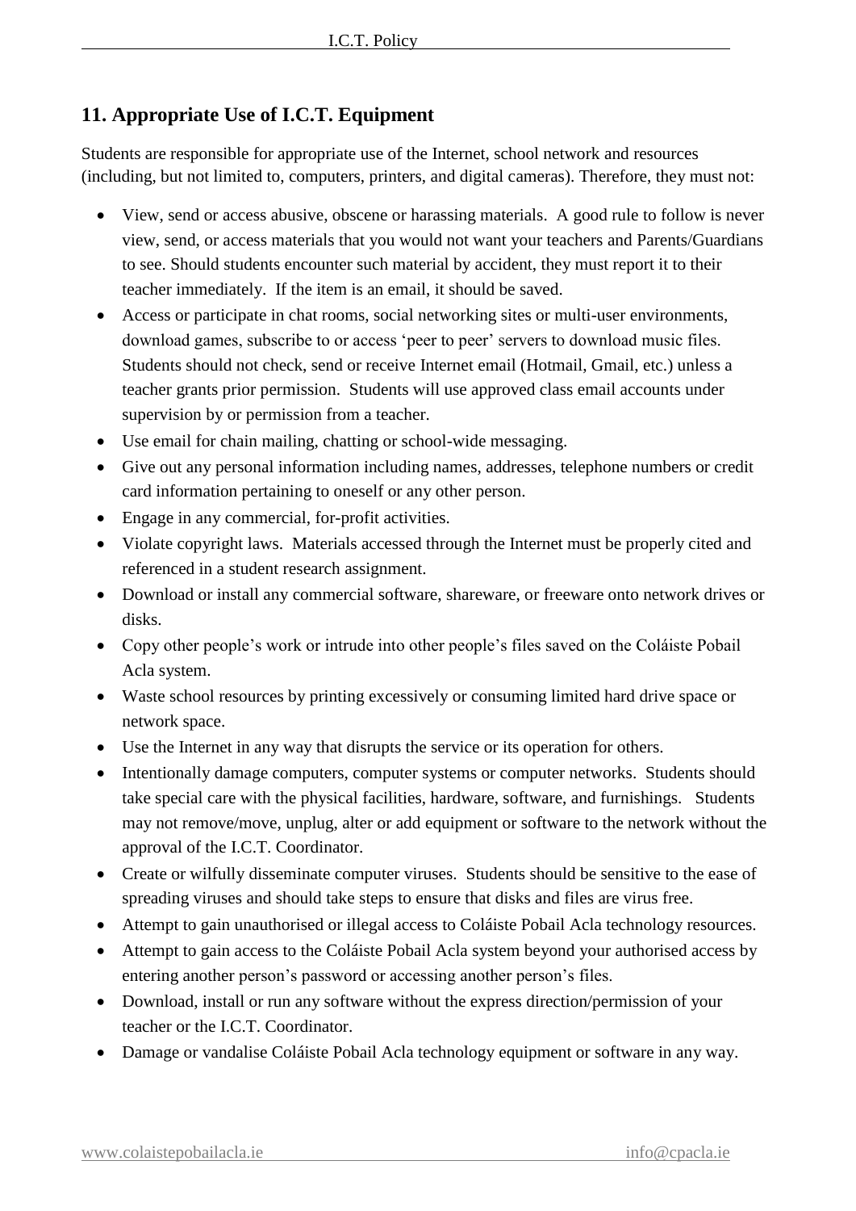## 11. Appropriate Use of I.C.T. Equipment

Students are responsible for appropriate use of the Internet, school network and resources (including, but not limited to, computers, printers, and digital cameras). Therefore, they must not:

- View, send or access abusive, obscene or harassing materials. A good rule to follow is never view, send, or access materials that you would not want your teachers and Parents/Guardians to see. Should students encounter such material by accident, they must report it to their teacher immediately. If the item is an email, it should be saved.
- Access or participate in chat rooms, social networking sites or multi-user environments, download games, subscribe to or access 'peer to peer' servers to download music files. Students should not check, send or receive Internet email (Hotmail, Gmail, etc.) unless a teacher grants prior permission. Students will use approved class email accounts under supervision by or permission from a teacher.
- Use email for chain mailing, chatting or school-wide messaging.
- Give out any personal information including names, addresses, telephone numbers or credit card information pertaining to oneself or any other person.
- Engage in any commercial, for-profit activities.
- Violate copyright laws. Materials accessed through the Internet must be properly cited and referenced in a student research assignment.
- Download or install any commercial software, shareware, or freeware onto network drives or disks.
- Copy other people's work or intrude into other people's files saved on the Coláiste Pobail Acla system.
- Waste school resources by printing excessively or consuming limited hard drive space or network space.
- Use the Internet in any way that disrupts the service or its operation for others.
- Intentionally damage computers, computer systems or computer networks. Students should take special care with the physical facilities, hardware, software, and furnishings. Students may not remove/move, unplug, alter or add equipment or software to the network without the approval of the I.C.T. Coordinator.
- Create or wilfully disseminate computer viruses. Students should be sensitive to the ease of spreading viruses and should take steps to ensure that disks and files are virus free.
- Attempt to gain unauthorised or illegal access to Coláiste Pobail Acla technology resources.
- Attempt to gain access to the Coláiste Pobail Acla system beyond your authorised access by entering another person's password or accessing another person's files.
- Download, install or run any software without the express direction/permission of your teacher or the I.C.T. Coordinator.
- Damage or vandalise Coláiste Pobail Acla technology equipment or software in any way.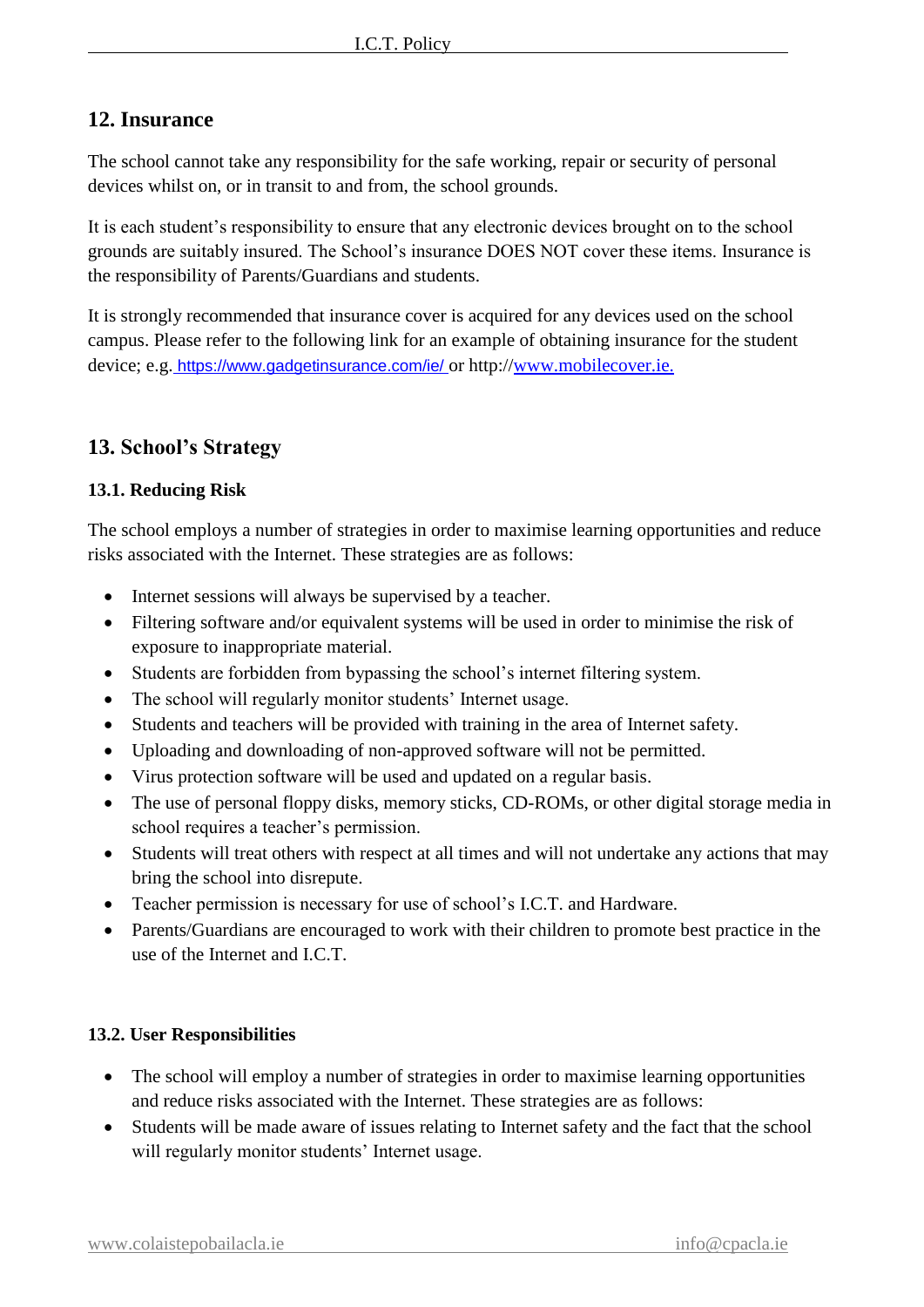## 12. Insurance

The school cannot take any responsibility for the safe working, repair or security of personal devices whilst on, or in transit to and from, the school grounds.

It is each student's responsibility to ensure that any electronic devices brought on to the school grounds are suitably insured. The School's insurance DOES NOT cover these items. Insurance is the responsibility of Parents/Guardians and students.

It is strongly recommended that insurance cover is acquired for any devices used on the school campus. Please refer to the following link for an example of obtaining insurance for the student device; e.g. https://www.gadgetinsurance.com/ie/ or http://www.mobilecover.ie.

## 13. School's Strategy

### 13.1. Reducing Risk

The school employs a number of strategies in order to maximise learning opportunities and reduce risks associated with the Internet. These strategies are as follows:

- Internet sessions will always be supervised by a teacher.
- Filtering software and/or equivalent systems will be used in order to minimise the risk of exposure to inappropriate material.
- Students are forbidden from bypassing the school's internet filtering system.
- The school will regularly monitor students' Internet usage.
- Students and teachers will be provided with training in the area of Internet safety.
- Uploading and downloading of non-approved software will not be permitted.
- Virus protection software will be used and updated on a regular basis.
- The use of personal floppy disks, memory sticks, CD-ROMs, or other digital storage media in school requires a teacher's permission.
- Students will treat others with respect at all times and will not undertake any actions that may bring the school into disrepute.
- Teacher permission is necessary for use of school's I.C.T. and Hardware.
- Parents/Guardians are encouraged to work with their children to promote best practice in the use of the Internet and I.C.T.

### 13.2. User Responsibilities

- The school will employ a number of strategies in order to maximise learning opportunities and reduce risks associated with the Internet. These strategies are as follows:
- Students will be made aware of issues relating to Internet safety and the fact that the school will regularly monitor students' Internet usage.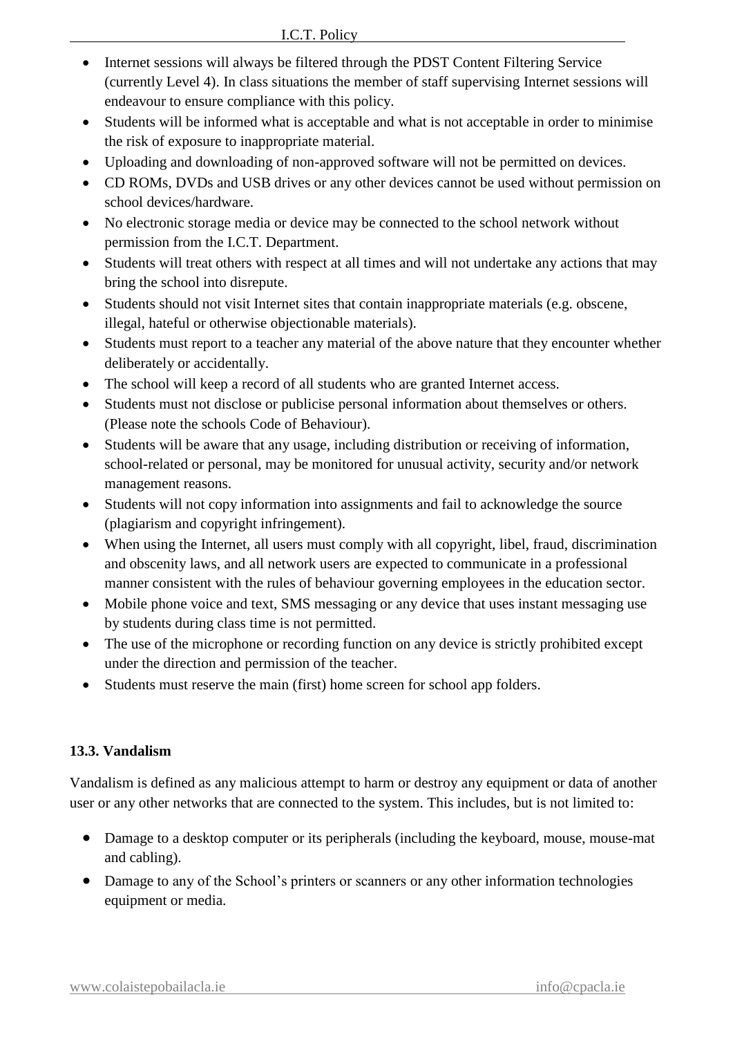- Internet sessions will always be filtered through the PDST Content Filtering Service (currently Level 4). In class situations the member of staff supervising Internet sessions will endeavour to ensure compliance with this policy.
- Students will be informed what is acceptable and what is not acceptable in order to minimise the risk of exposure to inappropriate material.
- Uploading and downloading of non-approved software will not be permitted on devices.
- CD ROMs, DVDs and USB drives or any other devices cannot be used without permission on school devices/hardware.
- No electronic storage media or device may be connected to the school network without permission from the I.C.T. Department.
- Students will treat others with respect at all times and will not undertake any actions that may bring the school into disrepute.
- Students should not visit Internet sites that contain inappropriate materials (e.g. obscene, illegal, hateful or otherwise objectionable materials).
- Students must report to a teacher any material of the above nature that they encounter whether deliberately or accidentally.
- The school will keep a record of all students who are granted Internet access.
- Students must not disclose or publicise personal information about themselves or others. (Please note the schools Code of Behaviour).
- Students will be aware that any usage, including distribution or receiving of information, school-related or personal, may be monitored for unusual activity, security and/or network management reasons.
- Students will not copy information into assignments and fail to acknowledge the source (plagiarism and copyright infringement).
- When using the Internet, all users must comply with all copyright, libel, fraud, discrimination and obscenity laws, and all network users are expected to communicate in a professional manner consistent with the rules of behaviour governing employees in the education sector.
- Mobile phone voice and text, SMS messaging or any device that uses instant messaging use by students during class time is not permitted.
- The use of the microphone or recording function on any device is strictly prohibited except under the direction and permission of the teacher.
- Students must reserve the main (first) home screen for school app folders.

### 13.3. Vandalism

Vandalism is defined as any malicious attempt to harm or destroy any equipment or data of another user or any other networks that are connected to the system. This includes, but is not limited to:

- Damage to a desktop computer or its peripherals (including the keyboard, mouse, mouse-mat and cabling).
- Damage to any of the School's printers or scanners or any other information technologies equipment or media.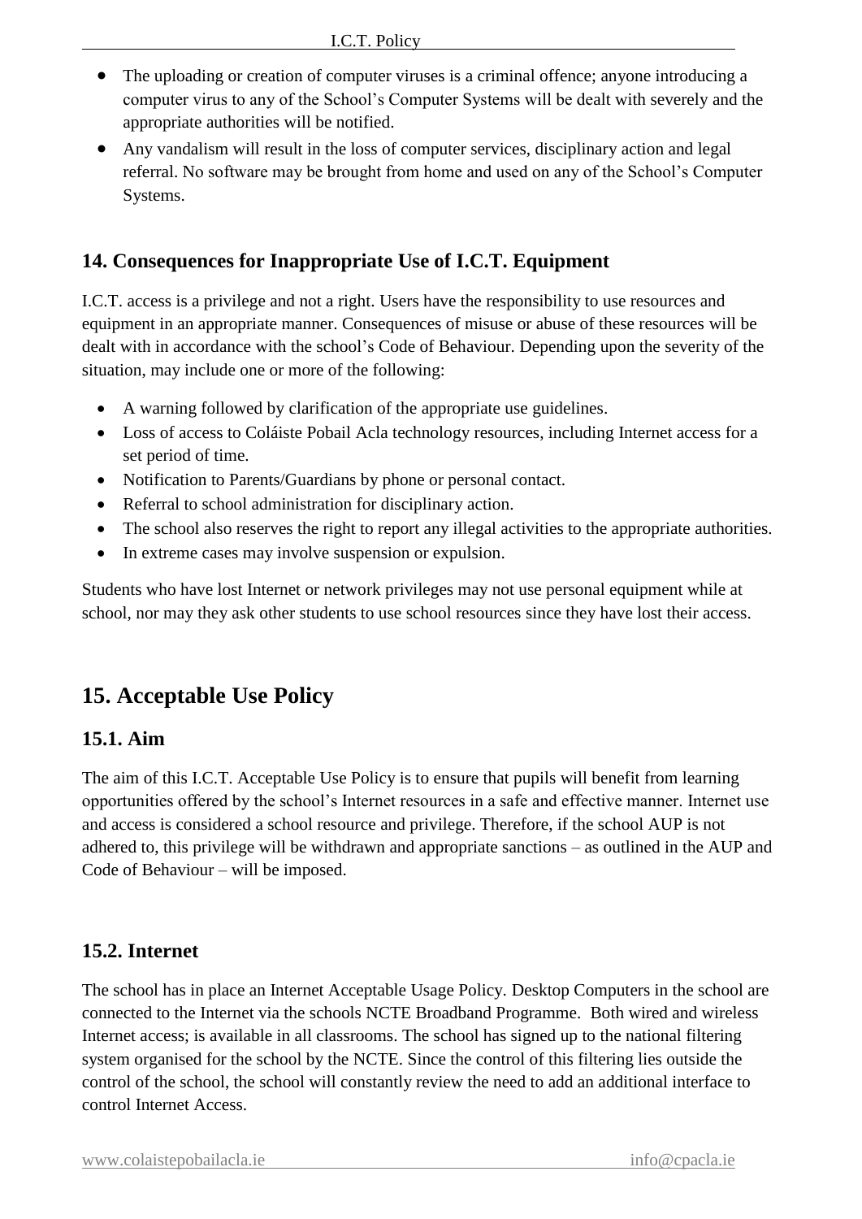- The uploading or creation of computer viruses is a criminal offence; anyone introducing a computer virus to any of the School's Computer Systems will be dealt with severely and the appropriate authorities will be notified.
- Any vandalism will result in the loss of computer services, disciplinary action and legal referral. No software may be brought from home and used on any of the School's Computer Systems.

### 14. Consequences for Inappropriate Use of I.C.T. Equipment

I.C.T. access is a privilege and not a right. Users have the responsibility to use resources and equipment in an appropriate manner. Consequences of misuse or abuse of these resources will be dealt with in accordance with the school's Code of Behaviour. Depending upon the severity of the situation, may include one or more of the following:

- A warning followed by clarification of the appropriate use guidelines.
- Loss of access to Coláiste Pobail Acla technology resources, including Internet access for a set period of time.
- Notification to Parents/Guardians by phone or personal contact.
- Referral to school administration for disciplinary action.
- The school also reserves the right to report any illegal activities to the appropriate authorities.
- In extreme cases may involve suspension or expulsion.

Students who have lost Internet or network privileges may not use personal equipment while at school, nor may they ask other students to use school resources since they have lost their access.

## 15. Acceptable Use Policy

### 15.1. Aim

The aim of this I.C.T. Acceptable Use Policy is to ensure that pupils will benefit from learning opportunities offered by the school's Internet resources in a safe and effective manner. Internet use and access is considered a school resource and privilege. Therefore, if the school AUP is not adhered to, this privilege will be withdrawn and appropriate sanctions – as outlined in the AUP and Code of Behaviour – will be imposed.

### 15.2. Internet

The school has in place an Internet Acceptable Usage Policy. Desktop Computers in the school are connected to the Internet via the schools NCTE Broadband Programme. Both wired and wireless Internet access; is available in all classrooms. The school has signed up to the national filtering system organised for the school by the NCTE. Since the control of this filtering lies outside the control of the school, the school will constantly review the need to add an additional interface to control Internet Access.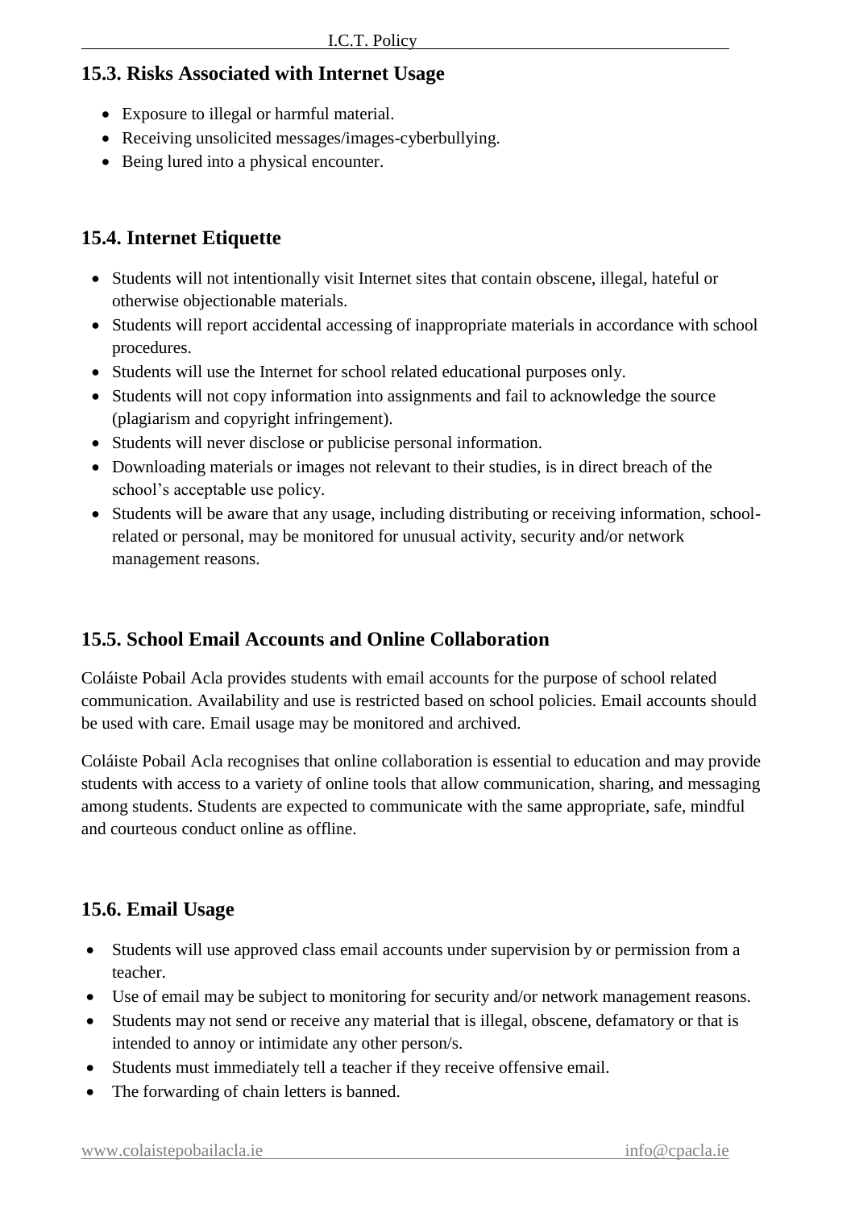## 15.3. Risks Associated with Internet Usage

- Exposure to illegal or harmful material.
- Receiving unsolicited messages/images-cyberbullying.
- Being lured into a physical encounter.

## 15.4. Internet Etiquette

- Students will not intentionally visit Internet sites that contain obscene, illegal, hateful or otherwise objectionable materials.
- Students will report accidental accessing of inappropriate materials in accordance with school procedures.
- Students will use the Internet for school related educational purposes only.
- Students will not copy information into assignments and fail to acknowledge the source (plagiarism and copyright infringement).
- Students will never disclose or publicise personal information.
- Downloading materials or images not relevant to their studies, is in direct breach of the school's acceptable use policy.
- Students will be aware that any usage, including distributing or receiving information, school-related or personal, may be monitored for unusual activity, security and/or network management reasons.

## 15.5. School Email Accounts and Online Collaboration

Coláiste Pobail Acla provides students with email accounts for the purpose of school related communication. Availability and use is restricted based on school policies. Email accounts should be used with care. Email usage may be monitored and archived.

Coláiste Pobail Acla recognises that online collaboration is essential to education and may provide students with access to a variety of online tools that allow communication, sharing, and messaging among students. Students are expected to communicate with the same appropriate, safe, mindful and courteous conduct online as offline.

## 15.6. Email Usage

- Students will use approved class email accounts under supervision by or permission from a teacher.
- Use of email may be subject to monitoring for security and/or network management reasons.
- Students may not send or receive any material that is illegal, obscene, defamatory or that is intended to annoy or intimidate any other person/s.
- Students must immediately tell a teacher if they receive offensive email.
- The forwarding of chain letters is banned.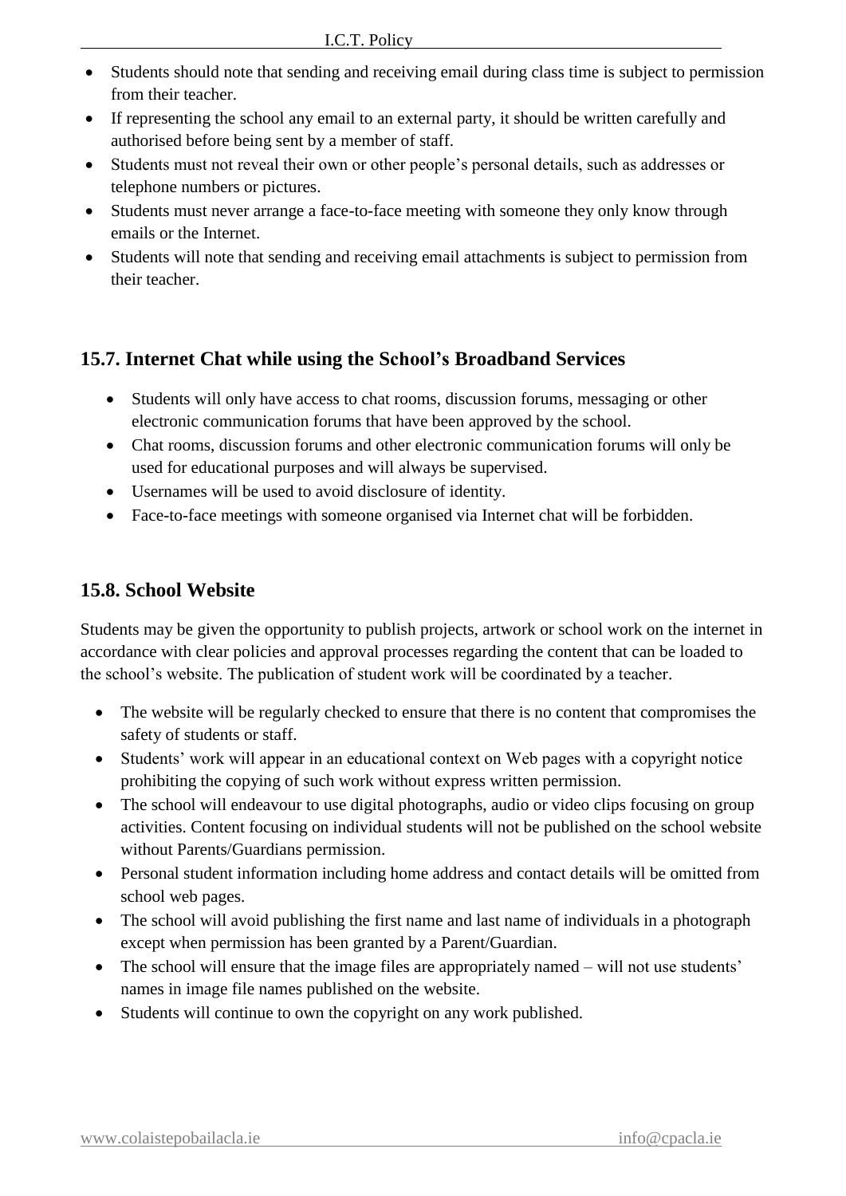- Students should note that sending and receiving email during class time is subject to permission from their teacher.
- If representing the school any email to an external party, it should be written carefully and authorised before being sent by a member of staff.
- Students must not reveal their own or other people's personal details, such as addresses or telephone numbers or pictures.
- Students must never arrange a face-to-face meeting with someone they only know through emails or the Internet.
- Students will note that sending and receiving email attachments is subject to permission from their teacher.

## 15.7. Internet Chat while using the School's Broadband Services

- Students will only have access to chat rooms, discussion forums, messaging or other electronic communication forums that have been approved by the school.
- Chat rooms, discussion forums and other electronic communication forums will only be used for educational purposes and will always be supervised.
- Usernames will be used to avoid disclosure of identity.
- Face-to-face meetings with someone organised via Internet chat will be forbidden.

## 15.8. School Website

Students may be given the opportunity to publish projects, artwork or school work on the internet in accordance with clear policies and approval processes regarding the content that can be loaded to the school's website. The publication of student work will be coordinated by a teacher.

- The website will be regularly checked to ensure that there is no content that compromises the safety of students or staff.
- Students' work will appear in an educational context on Web pages with a copyright notice prohibiting the copying of such work without express written permission.
- The school will endeavour to use digital photographs, audio or video clips focusing on group activities. Content focusing on individual students will not be published on the school website without Parents/Guardians permission.
- Personal student information including home address and contact details will be omitted from school web pages.
- The school will avoid publishing the first name and last name of individuals in a photograph except when permission has been granted by a Parent/Guardian.
- The school will ensure that the image files are appropriately named – will not use students' names in image file names published on the website.
- Students will continue to own the copyright on any work published.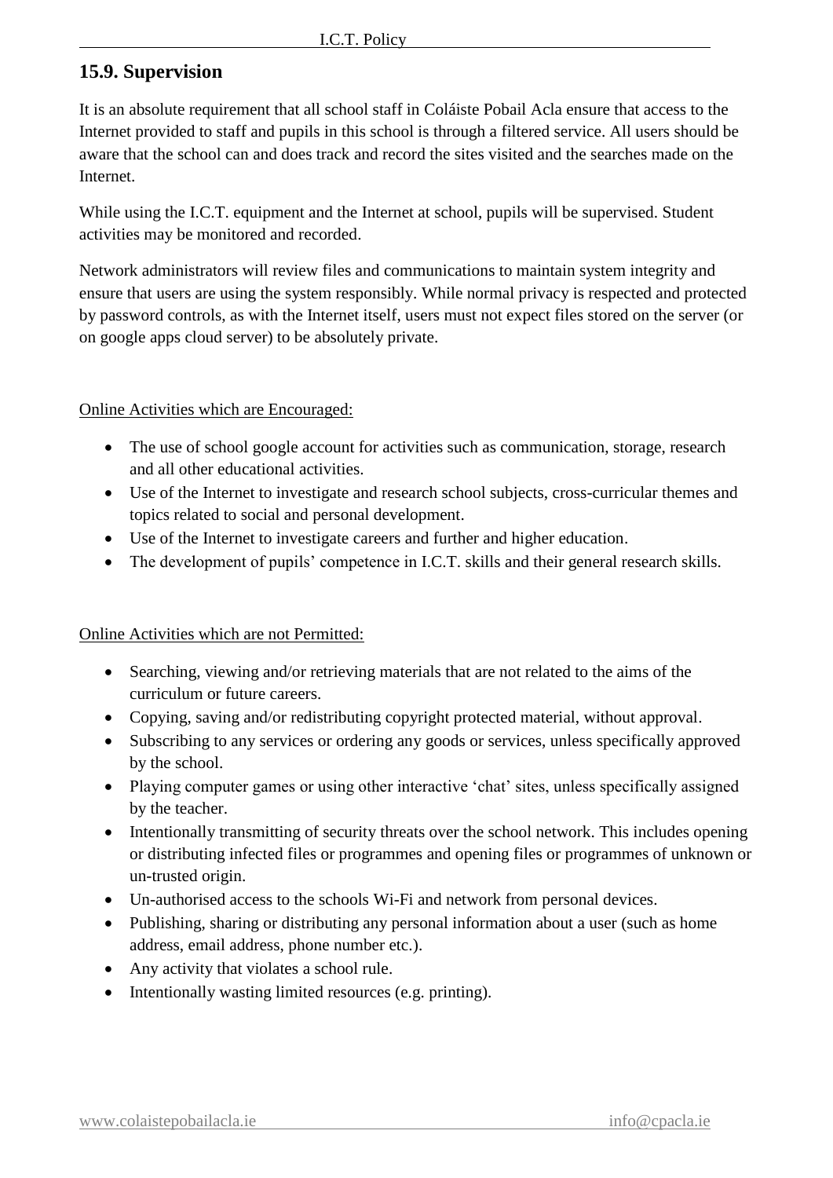## 15.9. Supervision

It is an absolute requirement that all school staff in Coláiste Pobail Acla ensure that access to the Internet provided to staff and pupils in this school is through a filtered service. All users should be aware that the school can and does track and record the sites visited and the searches made on the Internet.

While using the I.C.T. equipment and the Internet at school, pupils will be supervised. Student activities may be monitored and recorded.

Network administrators will review files and communications to maintain system integrity and ensure that users are using the system responsibly. While normal privacy is respected and protected by password controls, as with the Internet itself, users must not expect files stored on the server (or on google apps cloud server) to be absolutely private.

Online Activities which are Encouraged:

- The use of school google account for activities such as communication, storage, research and all other educational activities.
- Use of the Internet to investigate and research school subjects, cross-curricular themes and topics related to social and personal development.
- Use of the Internet to investigate careers and further and higher education.
- The development of pupils' competence in I.C.T. skills and their general research skills.

Online Activities which are not Permitted:

- Searching, viewing and/or retrieving materials that are not related to the aims of the curriculum or future careers.
- Copying, saving and/or redistributing copyright protected material, without approval.
- Subscribing to any services or ordering any goods or services, unless specifically approved by the school.
- Playing computer games or using other interactive 'chat' sites, unless specifically assigned by the teacher.
- Intentionally transmitting of security threats over the school network. This includes opening or distributing infected files or programmes and opening files or programmes of unknown or un-trusted origin.
- Un-authorised access to the schools Wi-Fi and network from personal devices.
- Publishing, sharing or distributing any personal information about a user (such as home address, email address, phone number etc.).
- Any activity that violates a school rule.
- Intentionally wasting limited resources (e.g. printing).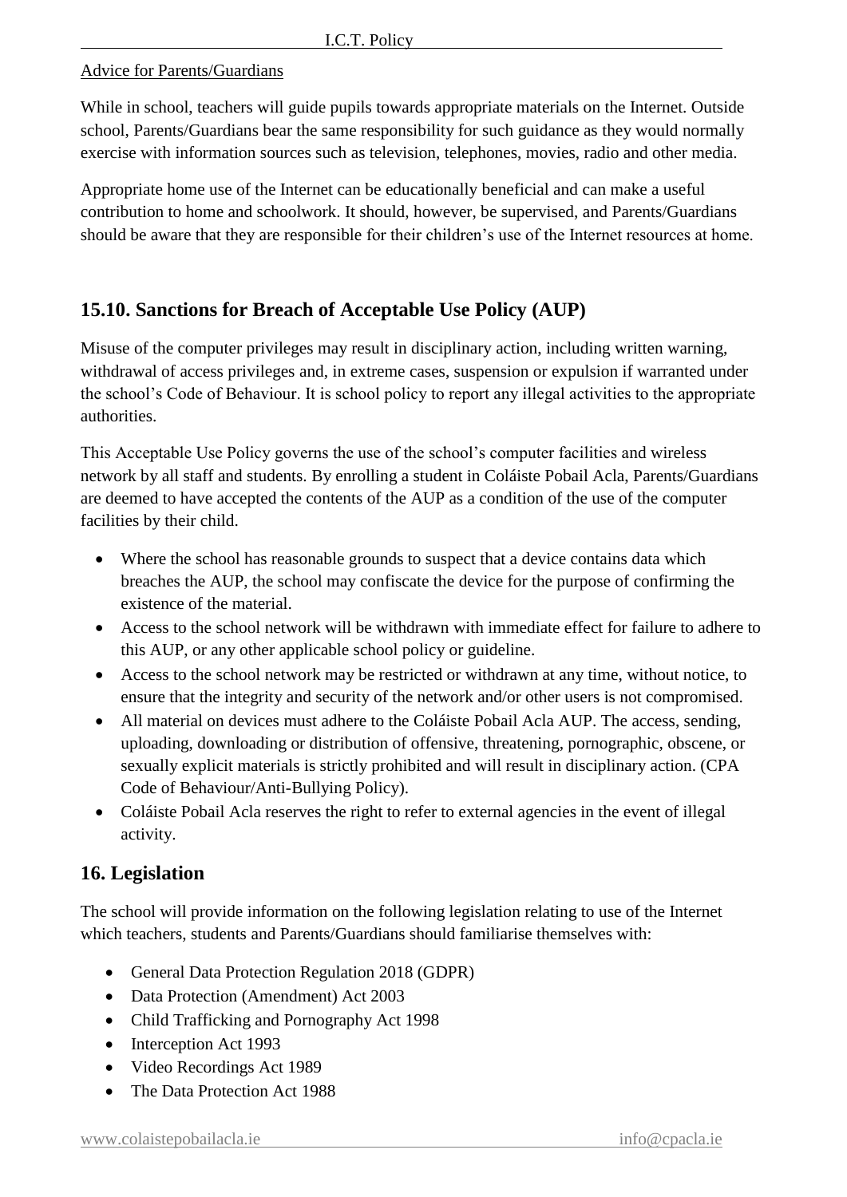Advice for Parents/Guardians

While in school, teachers will guide pupils towards appropriate materials on the Internet. Outside school, Parents/Guardians bear the same responsibility for such guidance as they would normally exercise with information sources such as television, telephones, movies, radio and other media.

Appropriate home use of the Internet can be educationally beneficial and can make a useful contribution to home and schoolwork. It should, however, be supervised, and Parents/Guardians should be aware that they are responsible for their children's use of the Internet resources at home.

## 15.10. Sanctions for Breach of Acceptable Use Policy (AUP)

Misuse of the computer privileges may result in disciplinary action, including written warning, withdrawal of access privileges and, in extreme cases, suspension or expulsion if warranted under the school's Code of Behaviour. It is school policy to report any illegal activities to the appropriate authorities.

This Acceptable Use Policy governs the use of the school's computer facilities and wireless network by all staff and students. By enrolling a student in Coláiste Pobail Acla, Parents/Guardians are deemed to have accepted the contents of the AUP as a condition of the use of the computer facilities by their child.

- Where the school has reasonable grounds to suspect that a device contains data which breaches the AUP, the school may confiscate the device for the purpose of confirming the existence of the material.
- Access to the school network will be withdrawn with immediate effect for failure to adhere to this AUP, or any other applicable school policy or guideline.
- Access to the school network may be restricted or withdrawn at any time, without notice, to ensure that the integrity and security of the network and/or other users is not compromised.
- All material on devices must adhere to the Coláiste Pobail Acla AUP. The access, sending, uploading, downloading or distribution of offensive, threatening, pornographic, obscene, or sexually explicit materials is strictly prohibited and will result in disciplinary action. (CPA Code of Behaviour/Anti-Bullying Policy).
- Coláiste Pobail Acla reserves the right to refer to external agencies in the event of illegal activity.

## 16. Legislation

The school will provide information on the following legislation relating to use of the Internet which teachers, students and Parents/Guardians should familiarise themselves with:

- General Data Protection Regulation 2018 (GDPR)
- Data Protection (Amendment) Act 2003
- Child Trafficking and Pornography Act 1998
- Interception Act 1993
- Video Recordings Act 1989
- The Data Protection Act 1988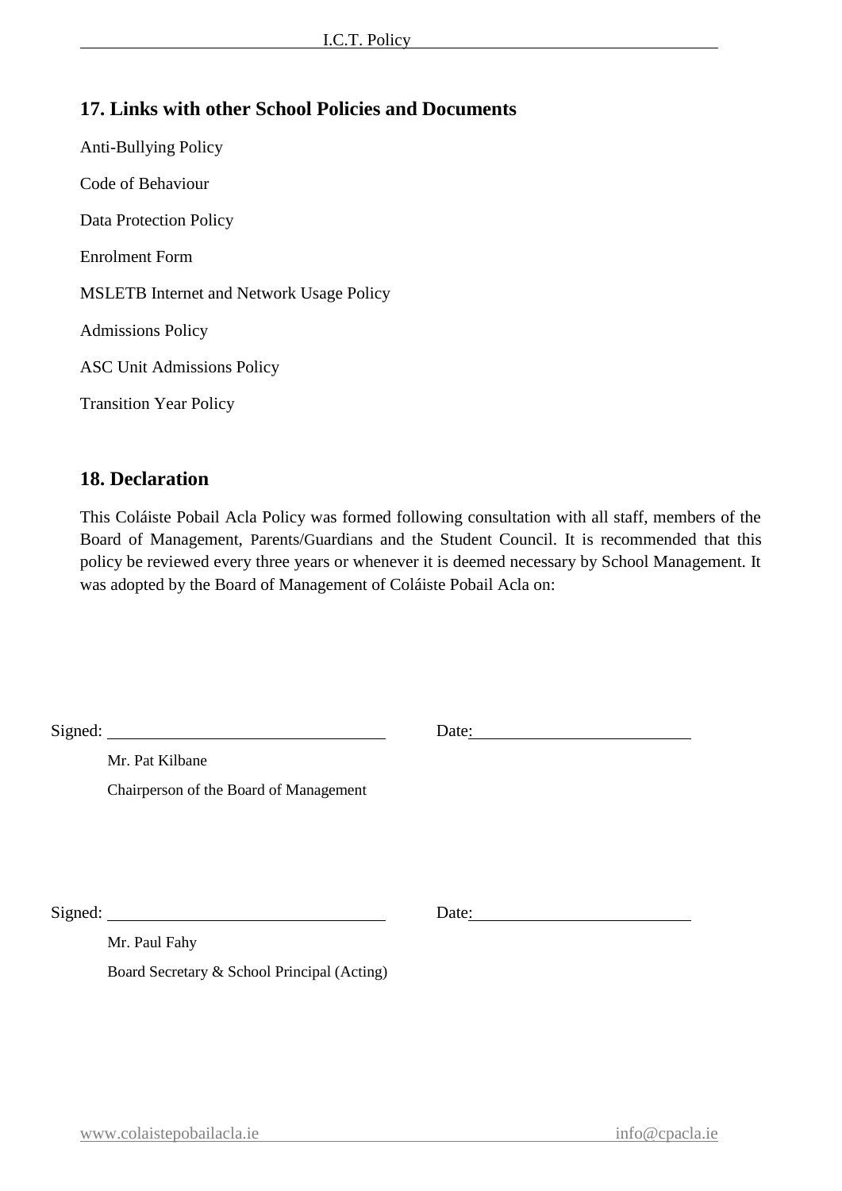## 17. Links with other School Policies and Documents

Anti-Bullying Policy

Code of Behaviour

Data Protection Policy

Enrolment Form

MSLETB Internet and Network Usage Policy

Admissions Policy

ASC Unit Admissions Policy

Transition Year Policy

## 18. Declaration

This Coláiste Pobail Acla Policy was formed following consultation with all staff, members of the Board of Management, Parents/Guardians and the Student Council. It is recommended that this policy be reviewed every three years or whenever it is deemed necessary by School Management. It was adopted by the Board of Management of Coláiste Pobail Acla on:

Signed: ______________________________ Date: ______________________

Mr. Pat Kilbane

Chairperson of the Board of Management

Signed: ______________________________ Date: ______________________

Mr. Paul Fahy

Board Secretary & School Principal (Acting)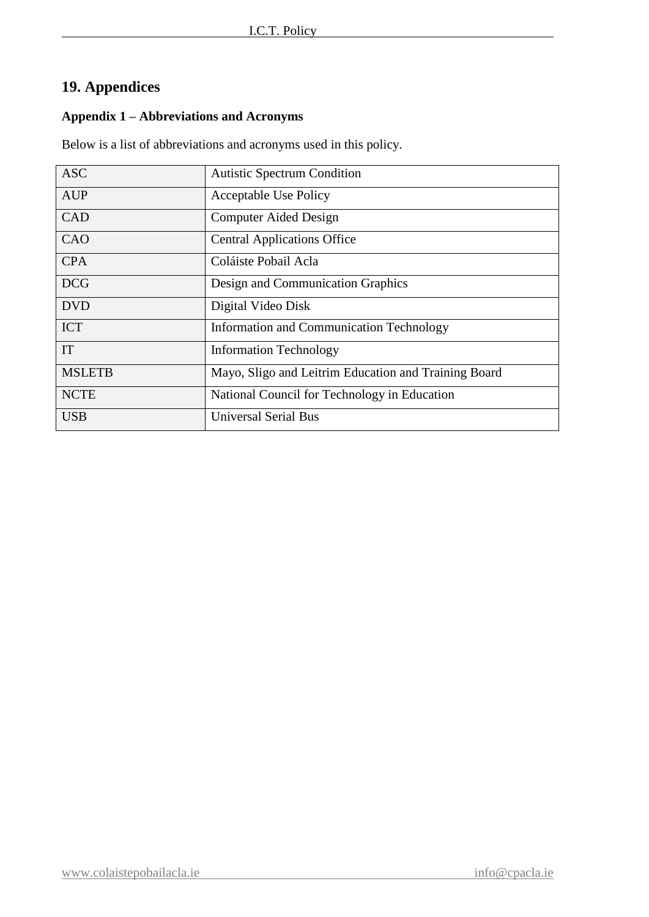## 19. Appendices

### Appendix 1 – Abbreviations and Acronyms

Below is a list of abbreviations and acronyms used in this policy.

| | |
|---|---|
| ASC | Autistic Spectrum Condition |
| AUP | Acceptable Use Policy |
| CAD | Computer Aided Design |
| CAO | Central Applications Office |
| CPA | Coláiste Pobail Acla |
| DCG | Design and Communication Graphics |
| DVD | Digital Video Disk |
| ICT | Information and Communication Technology |
| IT | Information Technology |
| MSLETB | Mayo, Sligo and Leitrim Education and Training Board |
| NCTE | National Council for Technology in Education |
| USB | Universal Serial Bus |